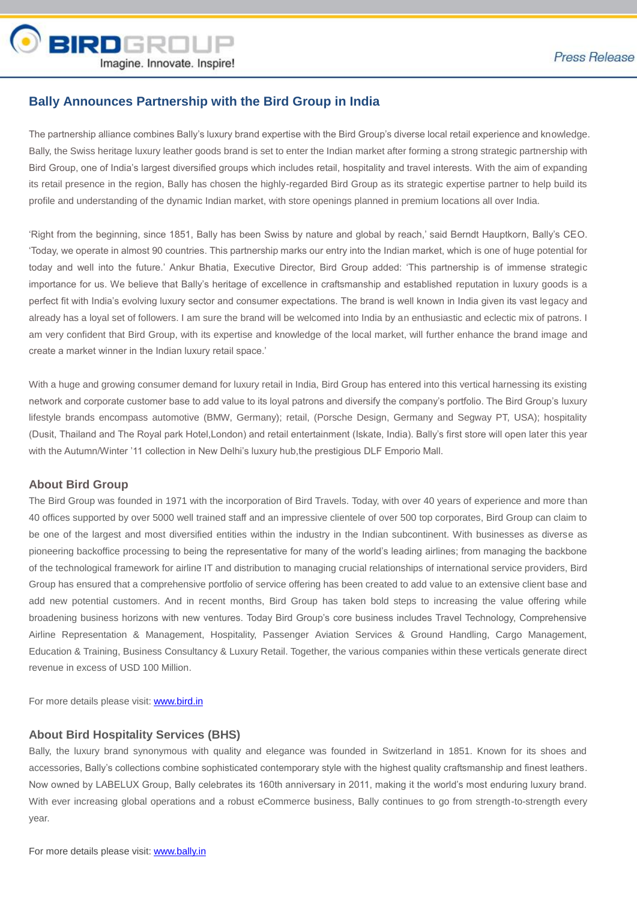# Bally Announces Partnership with the Bird Group in India

The partnership alliance combines Bally's luxury brand expertise with the Bird Group's diverse local retail experience and knowledge. Bally, the Swiss heritage luxury leather goods brand is set to enter the Indian market after forming a strong strategic partnership with Bird Group, one of India's largest diversified groups which includes retail, hospitality and travel interests. With the aim of expanding its retail presence in the region, Bally has chosen the highly-regarded Bird Group as its strategic expertise partner to help build its profile and understanding of the dynamic Indian market, with store openings planned in premium locations all over India.

'Right from the beginning, since 1851, Bally has been Swiss by nature and global by reach,' said Berndt Hauptkorn, Bally's CEO. 'Today, we operate in almost 90 countries. This partnership marks our entry into the Indian market, which is one of huge potential for today and well into the future.' Ankur Bhatia, Executive Director, Bird Group added: 'This partnership is of immense strategic importance for us. We believe that Bally's heritage of excellence in craftsmanship and established reputation in luxury goods is a perfect fit with India's evolving luxury sector and consumer expectations. The brand is well known in India given its vast legacy and already has a loyal set of followers. I am sure the brand will be welcomed into India by an enthusiastic and eclectic mix of patrons. I am very confident that Bird Group, with its expertise and knowledge of the local market, will further enhance the brand image and create a market winner in the Indian luxury retail space.'

With a huge and growing consumer demand for luxury retail in India, Bird Group has entered into this vertical harnessing its existing network and corporate customer base to add value to its loyal patrons and diversify the company's portfolio. The Bird Group's luxury lifestyle brands encompass automotive (BMW, Germany); retail, (Porsche Design, Germany and Segway PT, USA); hospitality (Dusit, Thailand and The Royal park Hotel,London) and retail entertainment (Iskate, India). Bally's first store will open later this year with the Autumn/Winter '11 collection in New Delhi's luxury hub,the prestigious DLF Emporio Mall.

## About Bird Group

The Bird Group was founded in 1971 with the incorporation of Bird Travels. Today, with over 40 years of experience and more than 40 offices supported by over 5000 well trained staff and an impressive clientele of over 500 top corporates, Bird Group can claim to be one of the largest and most diversified entities within the industry in the Indian subcontinent. With businesses as diverse as pioneering backoffice processing to being the representative for many of the world's leading airlines; from managing the backbone of the technological framework for airline IT and distribution to managing crucial relationships of international service providers, Bird Group has ensured that a comprehensive portfolio of service offering has been created to add value to an extensive client base and add new potential customers. And in recent months, Bird Group has taken bold steps to increasing the value offering while broadening business horizons with new ventures. Today Bird Group's core business includes Travel Technology, Comprehensive Airline Representation & Management, Hospitality, Passenger Aviation Services & Ground Handling, Cargo Management, Education & Training, Business Consultancy & Luxury Retail. Together, the various companies within these verticals generate direct revenue in excess of USD 100 Million.

For more details please visit: [www.bird.in](http://www.bird.in)

## About Bird Hospitality Services (BHS)

Bally, the luxury brand synonymous with quality and elegance was founded in Switzerland in 1851. Known for its shoes and accessories, Bally's collections combine sophisticated contemporary style with the highest quality craftsmanship and finest leathers. Now owned by LABELUX Group, Bally celebrates its 160th anniversary in 2011, making it the world's most enduring luxury brand. With ever increasing global operations and a robust eCommerce business, Bally continues to go from strength-to-strength every year.

For more details please visit: [www.bally.in](http://www.bally.in)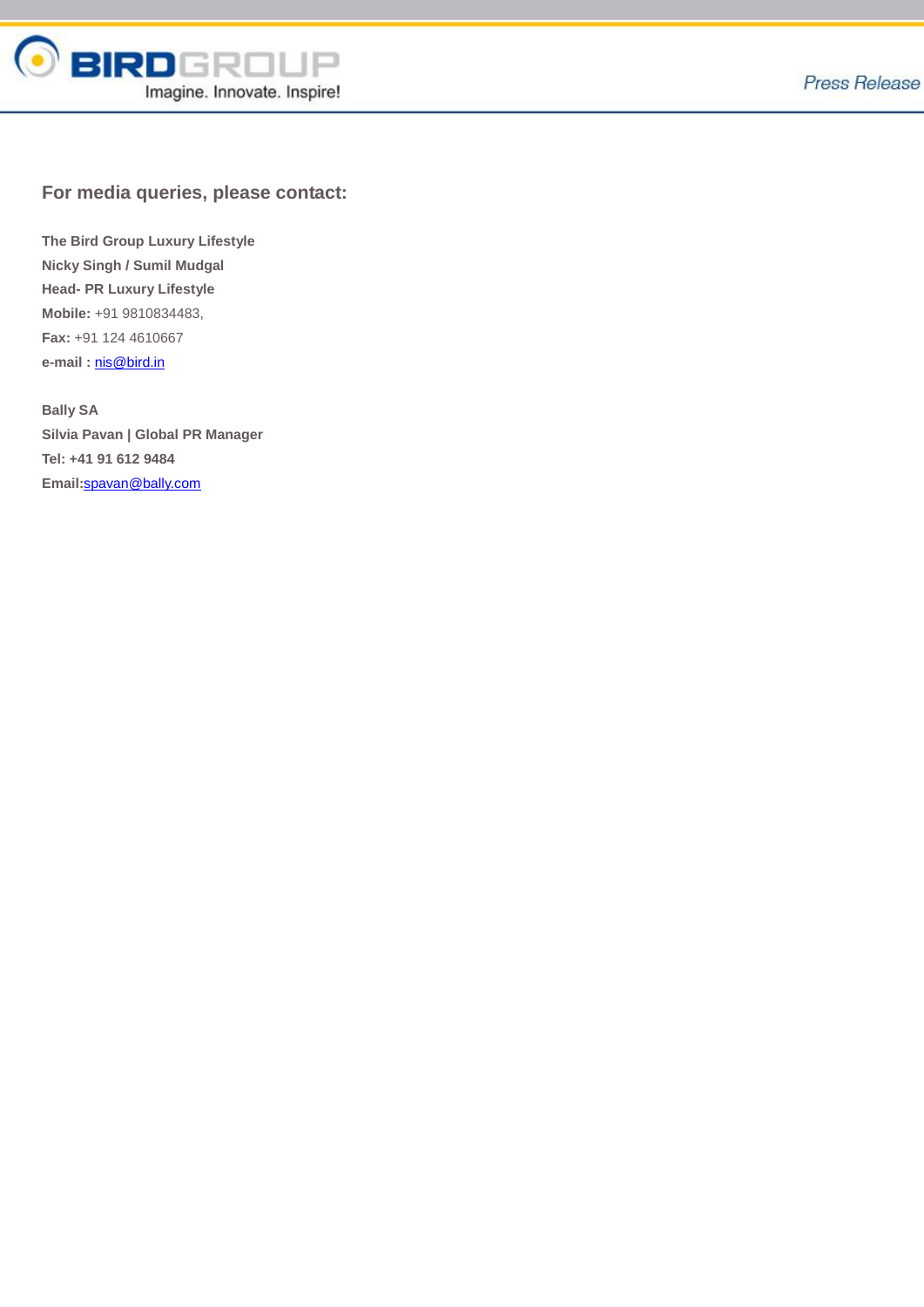## For media queries, please contact:

**The Bird Group Luxury Lifestyle**
**Nicky Singh / Sumil Mudgal**
**Head- PR Luxury Lifestyle**
**Mobile:** +91 9810834483,
**Fax:** +91 124 4610667
**e-mail :** nis@bird.in

**Bally SA**
**Silvia Pavan | Global PR Manager**
**Tel: +41 91 612 9484**
**Email:**spavan@bally.com